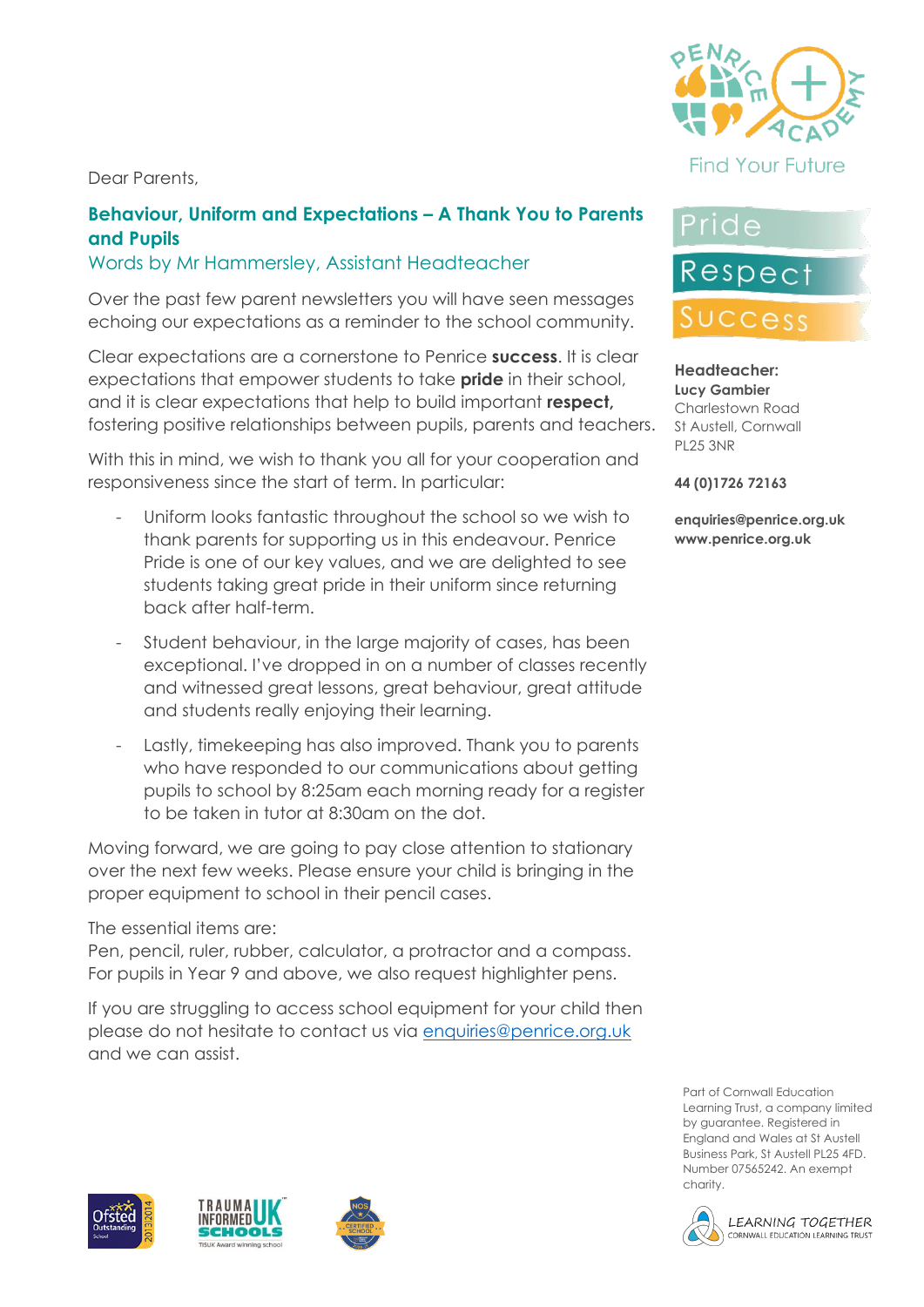Find Your Future

Pride

Respect

Success

**Headteacher:**
**Lucy Gambier**
Charlestown Road
St Austell, Cornwall
PL25 3NR

**44 (0)1726 72163**

**enquiries@penrice.org.uk**
**www.penrice.org.uk**

Dear Parents,

## Behaviour, Uniform and Expectations – A Thank You to Parents and Pupils

Words by Mr Hammersley, Assistant Headteacher

Over the past few parent newsletters you will have seen messages echoing our expectations as a reminder to the school community.

Clear expectations are a cornerstone to Penrice **success**. It is clear expectations that empower students to take **pride** in their school, and it is clear expectations that help to build important **respect,** fostering positive relationships between pupils, parents and teachers.

With this in mind, we wish to thank you all for your cooperation and responsiveness since the start of term. In particular:

- Uniform looks fantastic throughout the school so we wish to thank parents for supporting us in this endeavour. Penrice Pride is one of our key values, and we are delighted to see students taking great pride in their uniform since returning back after half-term.
- Student behaviour, in the large majority of cases, has been exceptional. I've dropped in on a number of classes recently and witnessed great lessons, great behaviour, great attitude and students really enjoying their learning.
- Lastly, timekeeping has also improved. Thank you to parents who have responded to our communications about getting pupils to school by 8:25am each morning ready for a register to be taken in tutor at 8:30am on the dot.

Moving forward, we are going to pay close attention to stationary over the next few weeks. Please ensure your child is bringing in the proper equipment to school in their pencil cases.

The essential items are:
Pen, pencil, ruler, rubber, calculator, a protractor and a compass.
For pupils in Year 9 and above, we also request highlighter pens.

If you are struggling to access school equipment for your child then please do not hesitate to contact us via [enquiries@penrice.org.uk](mailto:enquiries@penrice.org.uk) and we can assist.

Part of Cornwall Education Learning Trust, a company limited by guarantee. Registered in England and Wales at St Austell Business Park, St Austell PL25 4FD. Number 07565242. An exempt charity.

LEARNING TOGETHER
CORNWALL EDUCATION LEARNING TRUST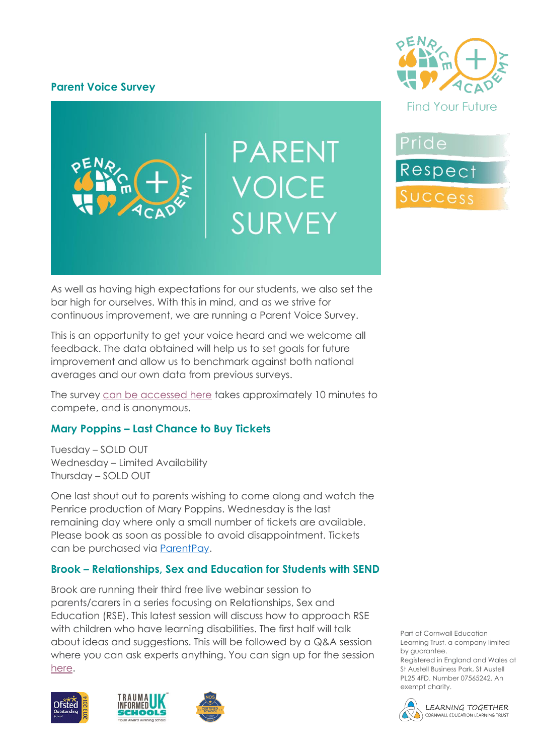## Parent Voice Survey

PARENT VOICE SURVEY

As well as having high expectations for our students, we also set the bar high for ourselves. With this in mind, and as we strive for continuous improvement, we are running a Parent Voice Survey.

This is an opportunity to get your voice heard and we welcome all feedback. The data obtained will help us to set goals for future improvement and allow us to benchmark against both national averages and our own data from previous surveys.

The survey can be accessed here takes approximately 10 minutes to compete, and is anonymous.

## Mary Poppins – Last Chance to Buy Tickets

Tuesday – SOLD OUT
Wednesday – Limited Availability
Thursday – SOLD OUT

One last shout out to parents wishing to come along and watch the Penrice production of Mary Poppins. Wednesday is the last remaining day where only a small number of tickets are available. Please book as soon as possible to avoid disappointment. Tickets can be purchased via ParentPay.

## Brook – Relationships, Sex and Education for Students with SEND

Brook are running their third free live webinar session to parents/carers in a series focusing on Relationships, Sex and Education (RSE). This latest session will discuss how to approach RSE with children who have learning disabilities. The first half will talk about ideas and suggestions. This will be followed by a Q&A session where you can ask experts anything. You can sign up for the session here.

Find Your Future

Pride
Respect
Success

Part of Cornwall Education Learning Trust, a company limited by guarantee. Registered in England and Wales at St Austell Business Park, St Austell PL25 4FD. Number 07565242. An exempt charity.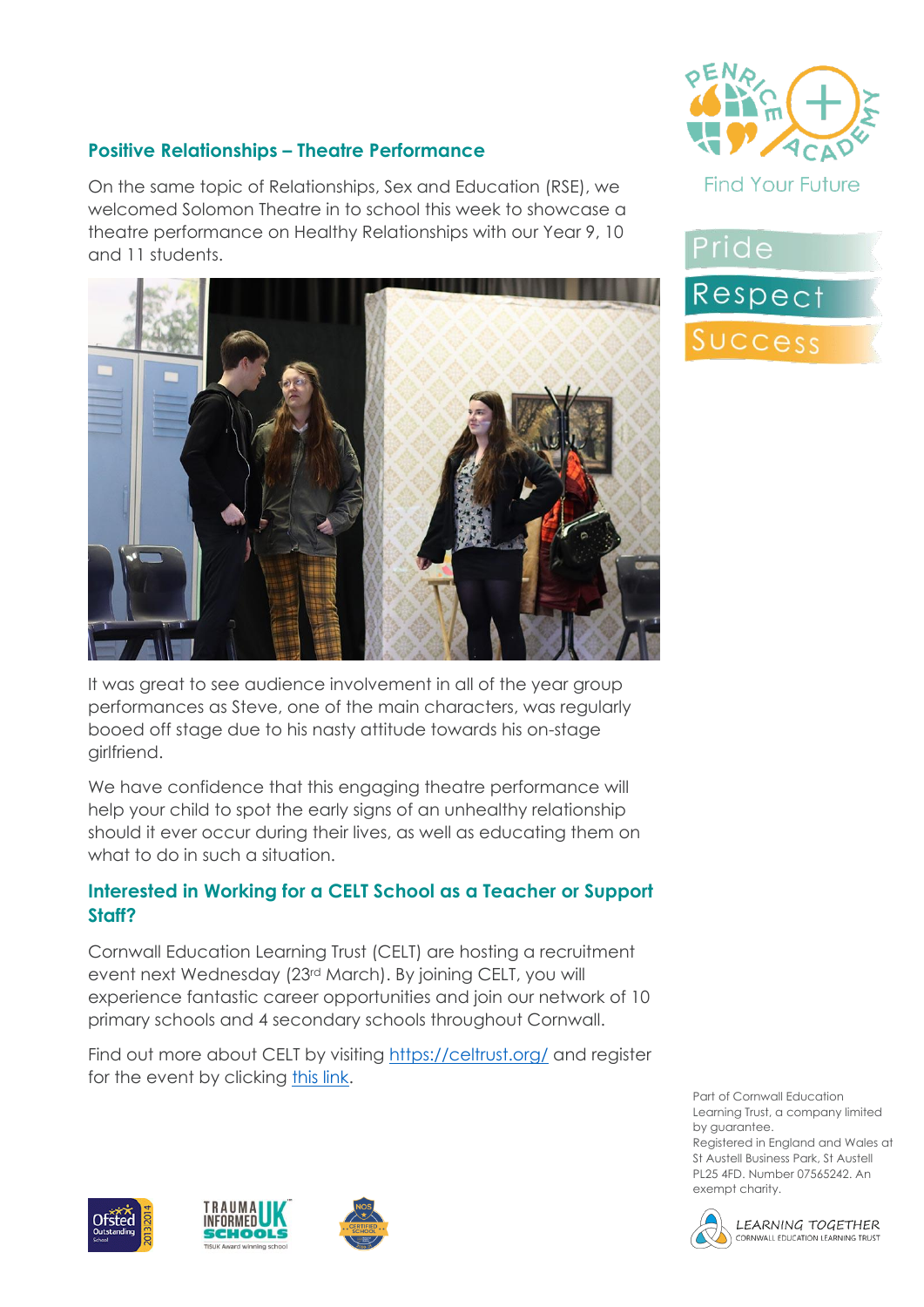## Positive Relationships – Theatre Performance

On the same topic of Relationships, Sex and Education (RSE), we welcomed Solomon Theatre in to school this week to showcase a theatre performance on Healthy Relationships with our Year 9, 10 and 11 students.

It was great to see audience involvement in all of the year group performances as Steve, one of the main characters, was regularly booed off stage due to his nasty attitude towards his on-stage girlfriend.

We have confidence that this engaging theatre performance will help your child to spot the early signs of an unhealthy relationship should it ever occur during their lives, as well as educating them on what to do in such a situation.

## Interested in Working for a CELT School as a Teacher or Support Staff?

Cornwall Education Learning Trust (CELT) are hosting a recruitment event next Wednesday (23rd March). By joining CELT, you will experience fantastic career opportunities and join our network of 10 primary schools and 4 secondary schools throughout Cornwall.

Find out more about CELT by visiting https://celtrust.org/ and register for the event by clicking this link.

Penrice Academy — Find Your Future

Pride
Respect
Success

Part of Cornwall Education Learning Trust, a company limited by guarantee. Registered in England and Wales at St Austell Business Park, St Austell PL25 4FD. Number 07565242. An exempt charity.

LEARNING TOGETHER — CORNWALL EDUCATION LEARNING TRUST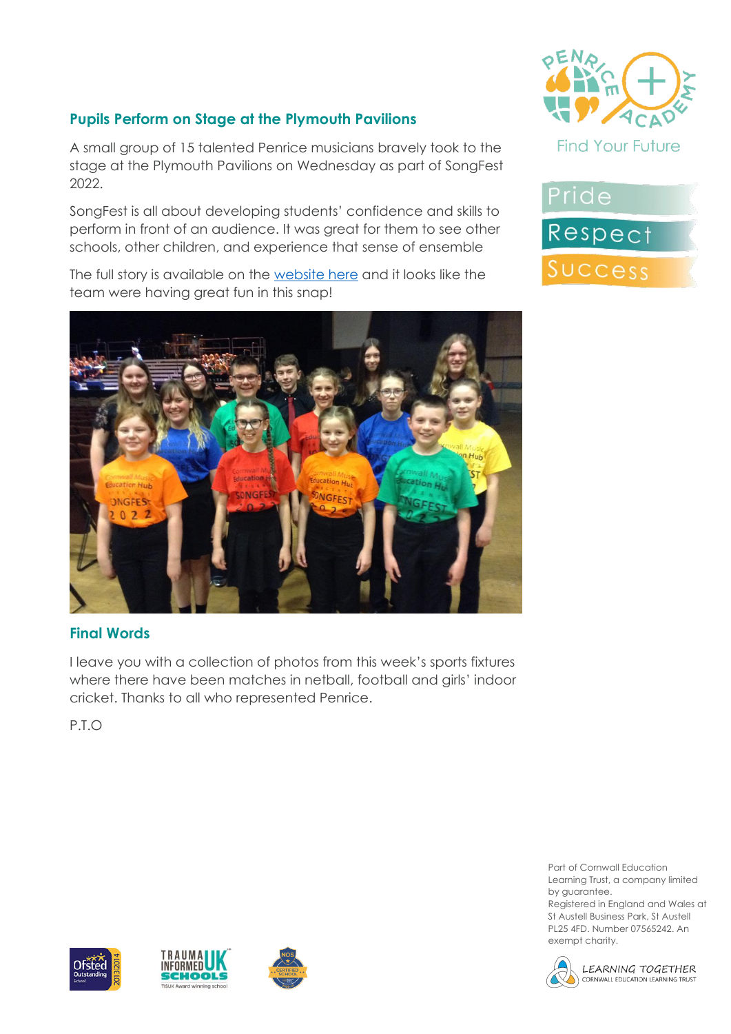## Pupils Perform on Stage at the Plymouth Pavilions

A small group of 15 talented Penrice musicians bravely took to the stage at the Plymouth Pavilions on Wednesday as part of SongFest 2022.

SongFest is all about developing students' confidence and skills to perform in front of an audience. It was great for them to see other schools, other children, and experience that sense of ensemble

The full story is available on the website here and it looks like the team were having great fun in this snap!

## Final Words

I leave you with a collection of photos from this week's sports fixtures where there have been matches in netball, football and girls' indoor cricket. Thanks to all who represented Penrice.

P.T.O

Part of Cornwall Education Learning Trust, a company limited by guarantee. Registered in England and Wales at St Austell Business Park, St Austell PL25 4FD. Number 07565242. An exempt charity.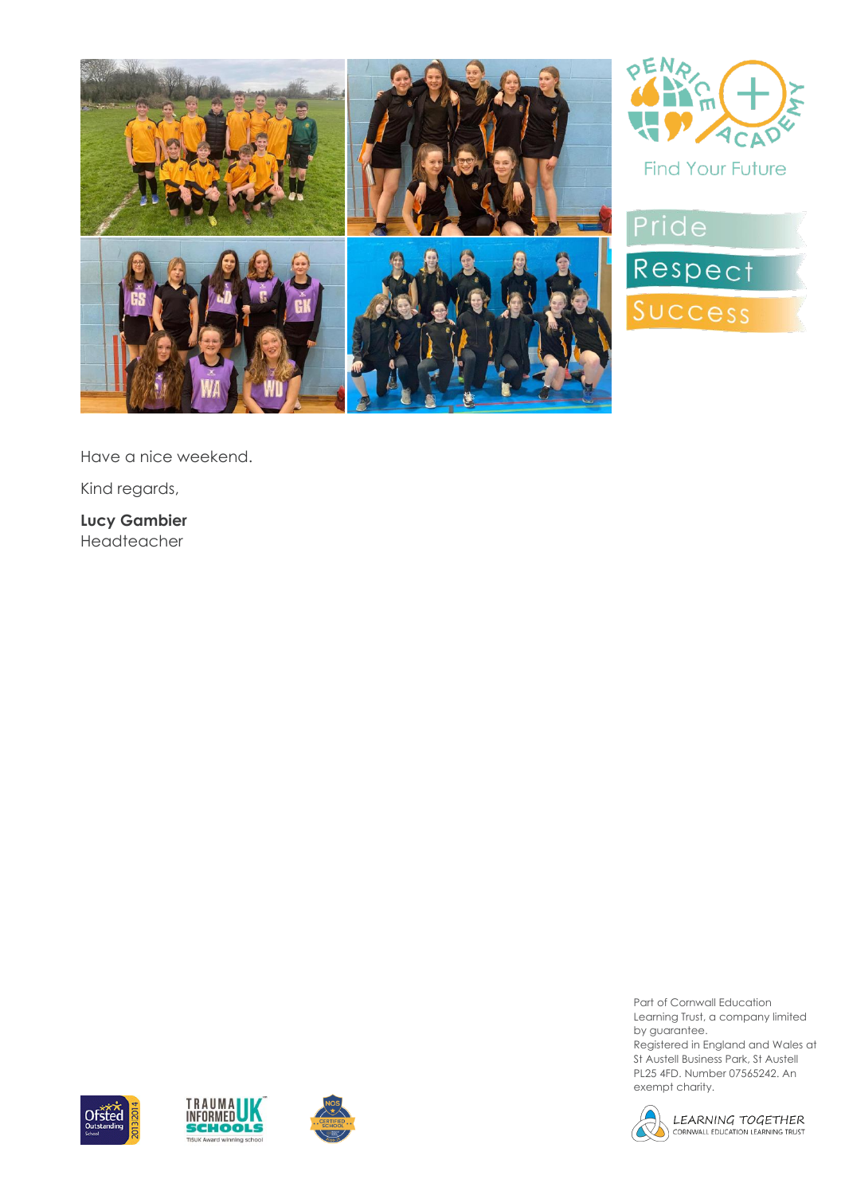Have a nice weekend.

Kind regards,

**Lucy Gambier**
Headteacher

Part of Cornwall Education Learning Trust, a company limited by guarantee.
Registered in England and Wales at St Austell Business Park, St Austell PL25 4FD. Number 07565242. An exempt charity.